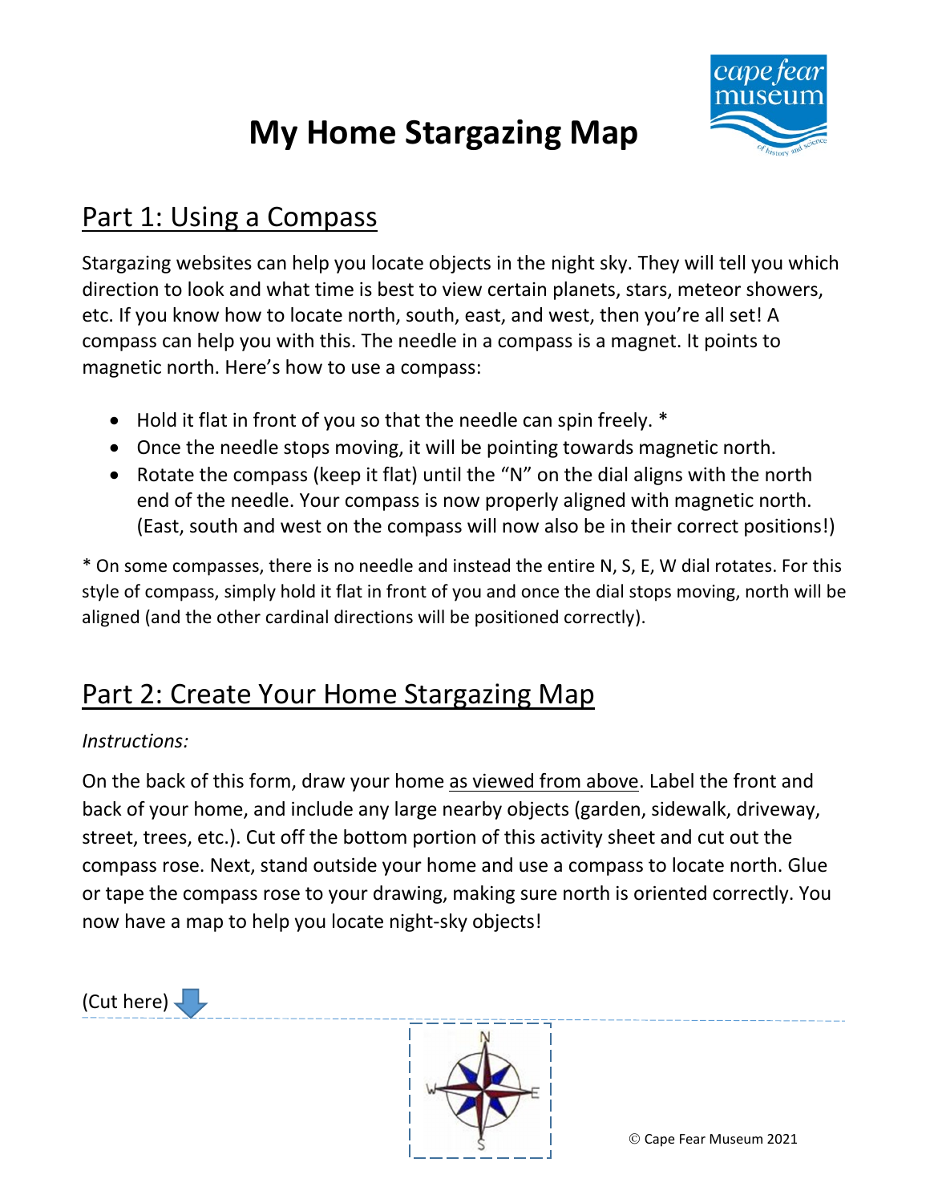# My Home Stargazing Map

## Part 1: Using a Compass

Stargazing websites can help you locate objects in the night sky. They will tell you which direction to look and what time is best to view certain planets, stars, meteor showers, etc. If you know how to locate north, south, east, and west, then you're all set! A compass can help you with this. The needle in a compass is a magnet. It points to magnetic north. Here's how to use a compass:

- Hold it flat in front of you so that the needle can spin freely. *
- Once the needle stops moving, it will be pointing towards magnetic north.
- Rotate the compass (keep it flat) until the "N" on the dial aligns with the north end of the needle. Your compass is now properly aligned with magnetic north. (East, south and west on the compass will now also be in their correct positions!)

* On some compasses, there is no needle and instead the entire N, S, E, W dial rotates. For this style of compass, simply hold it flat in front of you and once the dial stops moving, north will be aligned (and the other cardinal directions will be positioned correctly).

## Part 2: Create Your Home Stargazing Map

*Instructions:*

On the back of this form, draw your home as viewed from above. Label the front and back of your home, and include any large nearby objects (garden, sidewalk, driveway, street, trees, etc.). Cut off the bottom portion of this activity sheet and cut out the compass rose. Next, stand outside your home and use a compass to locate north. Glue or tape the compass rose to your drawing, making sure north is oriented correctly. You now have a map to help you locate night-sky objects!

(Cut here)

N

W E

S

© Cape Fear Museum 2021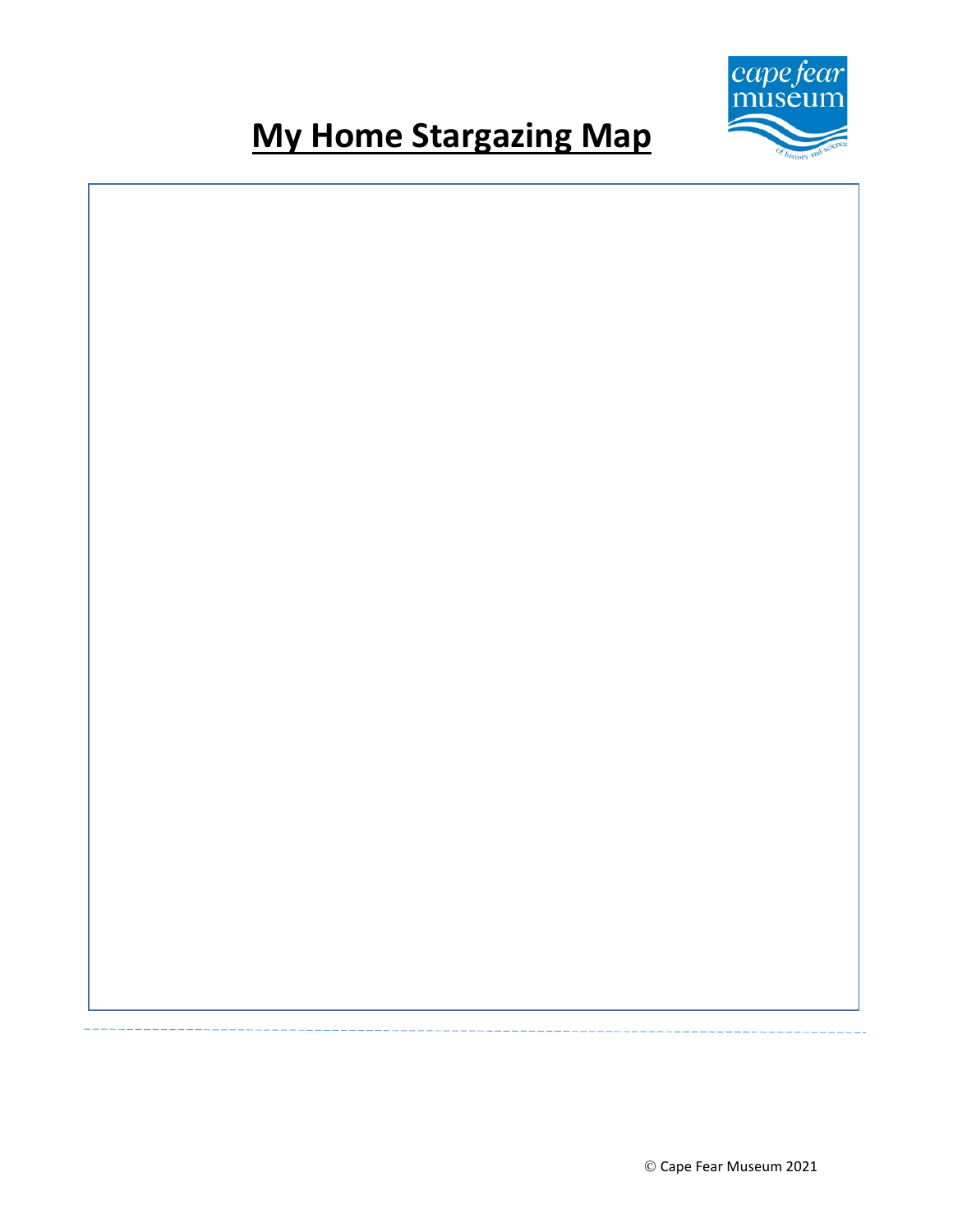# My Home Stargazing Map

© Cape Fear Museum 2021